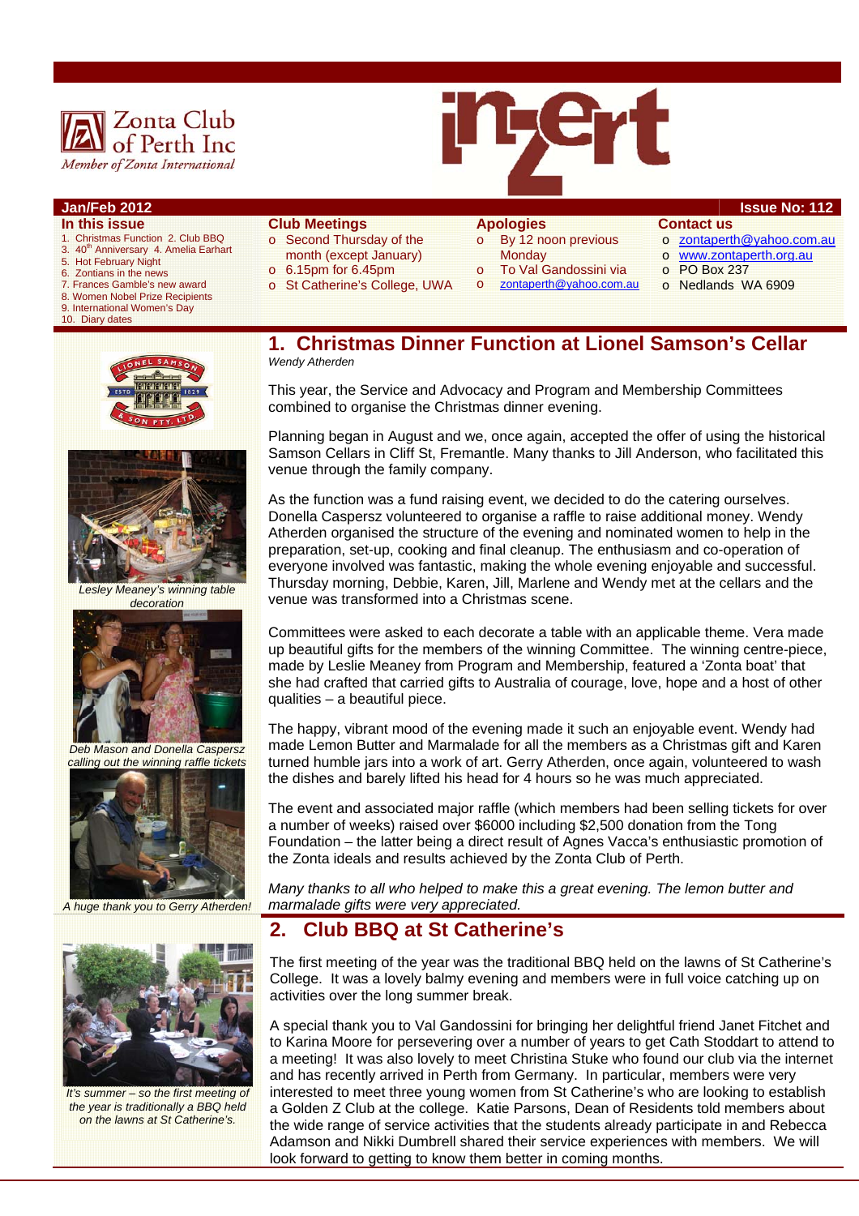Zonta Club of Perth Inc
*Member of Zonta International*

# inZert

**Jan/Feb 2012** — **Issue No: 112**

**In this issue**

1. Christmas Function 2. Club BBQ
3. 40th Anniversary 4. Amelia Earhart
5. Hot February Night
6. Zontians in the news
7. Frances Gamble's new award
8. Women Nobel Prize Recipients
9. International Women's Day
10. Diary dates

**Club Meetings**

- Second Thursday of the month (except January)
- 6.15pm for 6.45pm
- St Catherine's College, UWA

**Apologies**

- By 12 noon previous Monday
- To Val Gandossini via
- zontaperth@yahoo.com.au

**Contact us**

- zontaperth@yahoo.com.au
- www.zontaperth.org.au
- PO Box 237
- Nedlands WA 6909

## 1. Christmas Dinner Function at Lionel Samson's Cellar

*Wendy Atherden*

This year, the Service and Advocacy and Program and Membership Committees combined to organise the Christmas dinner evening.

Planning began in August and we, once again, accepted the offer of using the historical Samson Cellars in Cliff St, Fremantle. Many thanks to Jill Anderson, who facilitated this venue through the family company.

As the function was a fund raising event, we decided to do the catering ourselves. Donella Caspersz volunteered to organise a raffle to raise additional money. Wendy Atherden organised the structure of the evening and nominated women to help in the preparation, set-up, cooking and final cleanup. The enthusiasm and co-operation of everyone involved was fantastic, making the whole evening enjoyable and successful. Thursday morning, Debbie, Karen, Jill, Marlene and Wendy met at the cellars and the venue was transformed into a Christmas scene.

Committees were asked to each decorate a table with an applicable theme. Vera made up beautiful gifts for the members of the winning Committee. The winning centre-piece, made by Leslie Meaney from Program and Membership, featured a 'Zonta boat' that she had crafted that carried gifts to Australia of courage, love, hope and a host of other qualities – a beautiful piece.

The happy, vibrant mood of the evening made it such an enjoyable event. Wendy had made Lemon Butter and Marmalade for all the members as a Christmas gift and Karen turned humble jars into a work of art. Gerry Atherden, once again, volunteered to wash the dishes and barely lifted his head for 4 hours so he was much appreciated.

The event and associated major raffle (which members had been selling tickets for over a number of weeks) raised over $6000 including $2,500 donation from the Tong Foundation – the latter being a direct result of Agnes Vacca's enthusiastic promotion of the Zonta ideals and results achieved by the Zonta Club of Perth.

*Many thanks to all who helped to make this a great evening. The lemon butter and marmalade gifts were very appreciated.*

*Lesley Meaney's winning table decoration*

*Deb Mason and Donella Caspersz calling out the winning raffle tickets*

*A huge thank you to Gerry Atherden!*

## 2. Club BBQ at St Catherine's

The first meeting of the year was the traditional BBQ held on the lawns of St Catherine's College. It was a lovely balmy evening and members were in full voice catching up on activities over the long summer break.

A special thank you to Val Gandossini for bringing her delightful friend Janet Fitchet and to Karina Moore for persevering over a number of years to get Cath Stoddart to attend to a meeting! It was also lovely to meet Christina Stuke who found our club via the internet and has recently arrived in Perth from Germany. In particular, members were very interested to meet three young women from St Catherine's who are looking to establish a Golden Z Club at the college. Katie Parsons, Dean of Residents told members about the wide range of service activities that the students already participate in and Rebecca Adamson and Nikki Dumbrell shared their service experiences with members. We will look forward to getting to know them better in coming months.

*It's summer – so the first meeting of the year is traditionally a BBQ held on the lawns at St Catherine's.*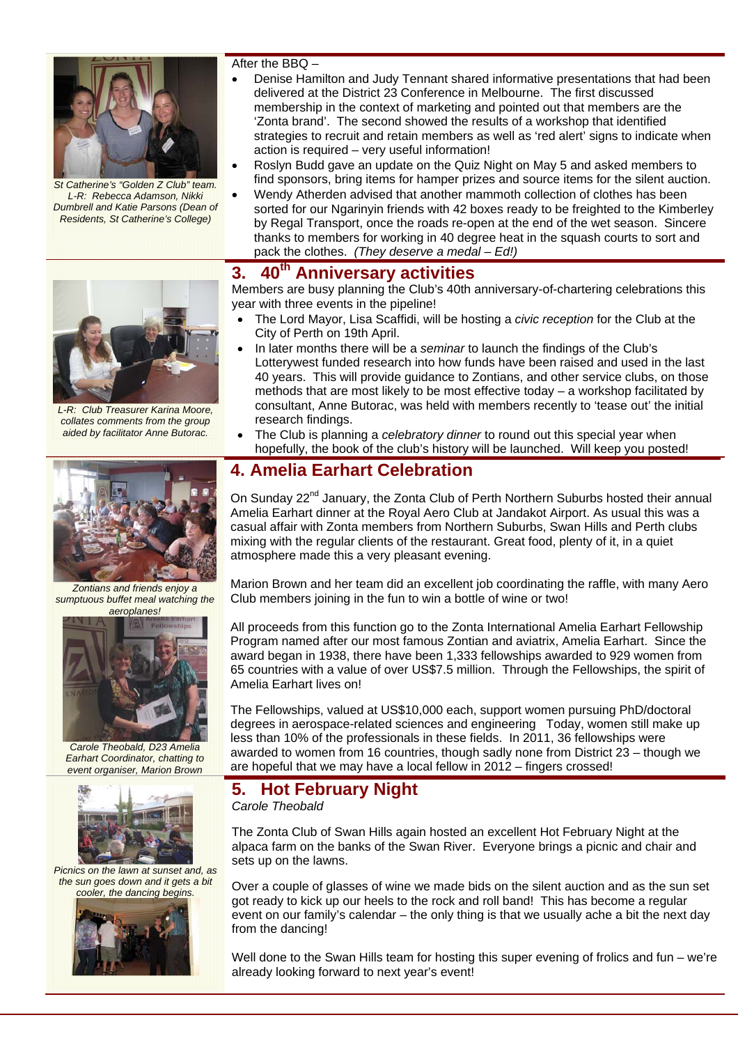St Catherine's "Golden Z Club" team. L-R: Rebecca Adamson, Nikki Dumbrell and Katie Parsons (Dean of Residents, St Catherine's College)

After the BBQ –

- Denise Hamilton and Judy Tennant shared informative presentations that had been delivered at the District 23 Conference in Melbourne. The first discussed membership in the context of marketing and pointed out that members are the 'Zonta brand'. The second showed the results of a workshop that identified strategies to recruit and retain members as well as 'red alert' signs to indicate when action is required – very useful information!
- Roslyn Budd gave an update on the Quiz Night on May 5 and asked members to find sponsors, bring items for hamper prizes and source items for the silent auction.
- Wendy Atherden advised that another mammoth collection of clothes has been sorted for our Ngarinyin friends with 42 boxes ready to be freighted to the Kimberley by Regal Transport, once the roads re-open at the end of the wet season. Sincere thanks to members for working in 40 degree heat in the squash courts to sort and pack the clothes. *(They deserve a medal – Ed!)*

## 3. 40th Anniversary activities

L-R: Club Treasurer Karina Moore, collates comments from the group aided by facilitator Anne Butorac.

Members are busy planning the Club's 40th anniversary-of-chartering celebrations this year with three events in the pipeline!

- The Lord Mayor, Lisa Scaffidi, will be hosting a *civic reception* for the Club at the City of Perth on 19th April.
- In later months there will be a *seminar* to launch the findings of the Club's Lotterywest funded research into how funds have been raised and used in the last 40 years. This will provide guidance to Zontians, and other service clubs, on those methods that are most likely to be most effective today – a workshop facilitated by consultant, Anne Butorac, was held with members recently to 'tease out' the initial research findings.
- The Club is planning a *celebratory dinner* to round out this special year when hopefully, the book of the club's history will be launched. Will keep you posted!

## 4. Amelia Earhart Celebration

Zontians and friends enjoy a sumptuous buffet meal watching the aeroplanes!

Carole Theobald, D23 Amelia Earhart Coordinator, chatting to event organiser, Marion Brown

On Sunday 22nd January, the Zonta Club of Perth Northern Suburbs hosted their annual Amelia Earhart dinner at the Royal Aero Club at Jandakot Airport. As usual this was a casual affair with Zonta members from Northern Suburbs, Swan Hills and Perth clubs mixing with the regular clients of the restaurant. Great food, plenty of it, in a quiet atmosphere made this a very pleasant evening.

Marion Brown and her team did an excellent job coordinating the raffle, with many Aero Club members joining in the fun to win a bottle of wine or two!

All proceeds from this function go to the Zonta International Amelia Earhart Fellowship Program named after our most famous Zontian and aviatrix, Amelia Earhart. Since the award began in 1938, there have been 1,333 fellowships awarded to 929 women from 65 countries with a value of over US$7.5 million. Through the Fellowships, the spirit of Amelia Earhart lives on!

The Fellowships, valued at US$10,000 each, support women pursuing PhD/doctoral degrees in aerospace-related sciences and engineering Today, women still make up less than 10% of the professionals in these fields. In 2011, 36 fellowships were awarded to women from 16 countries, though sadly none from District 23 – though we are hopeful that we may have a local fellow in 2012 – fingers crossed!

## 5. Hot February Night

*Carole Theobald*

Picnics on the lawn at sunset and, as the sun goes down and it gets a bit cooler, the dancing begins.

The Zonta Club of Swan Hills again hosted an excellent Hot February Night at the alpaca farm on the banks of the Swan River. Everyone brings a picnic and chair and sets up on the lawns.

Over a couple of glasses of wine we made bids on the silent auction and as the sun set got ready to kick up our heels to the rock and roll band! This has become a regular event on our family's calendar – the only thing is that we usually ache a bit the next day from the dancing!

Well done to the Swan Hills team for hosting this super evening of frolics and fun – we're already looking forward to next year's event!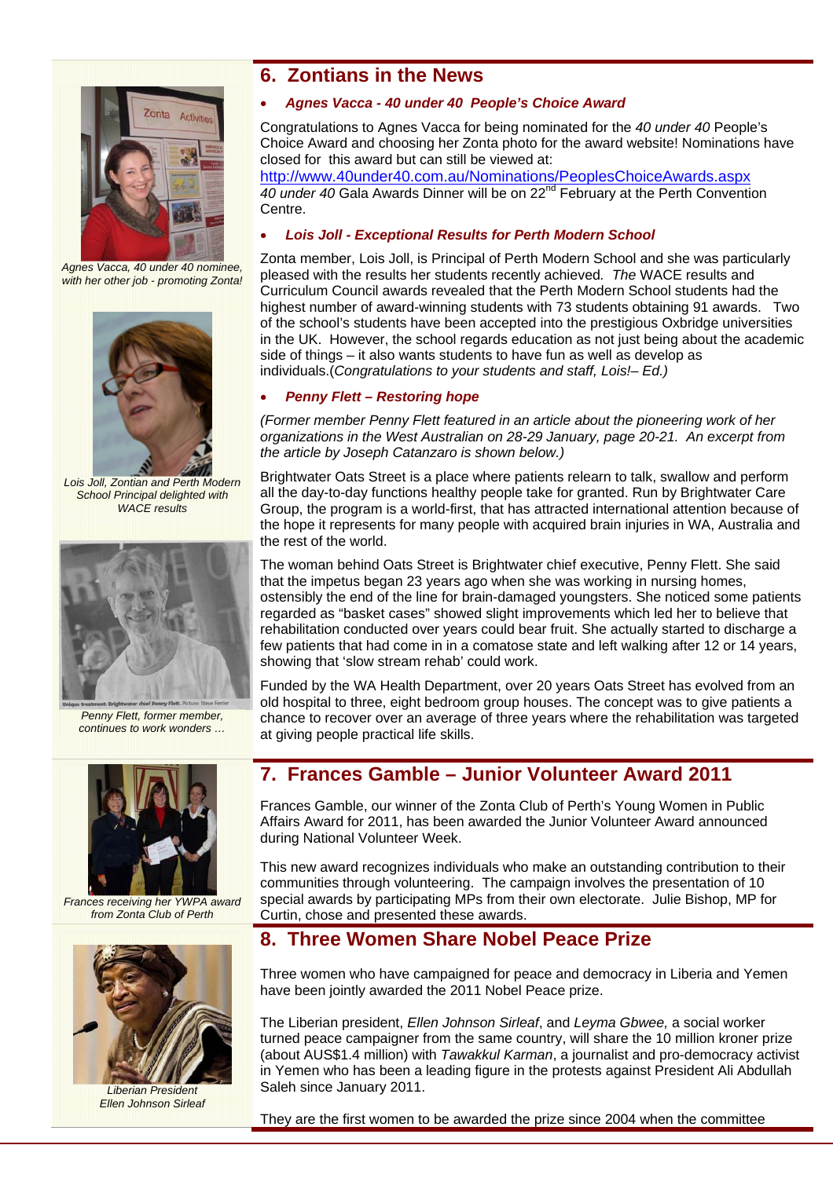## 6. Zontians in the News

- ***Agnes Vacca - 40 under 40 People's Choice Award***

Congratulations to Agnes Vacca for being nominated for the *40 under 40* People's Choice Award and choosing her Zonta photo for the award website! Nominations have closed for this award but can still be viewed at:
http://www.40under40.com.au/Nominations/PeoplesChoiceAwards.aspx
*40 under 40* Gala Awards Dinner will be on 22nd February at the Perth Convention Centre.

- ***Lois Joll - Exceptional Results for Perth Modern School***

Zonta member, Lois Joll, is Principal of Perth Modern School and she was particularly pleased with the results her students recently achieved. *The* WACE results and Curriculum Council awards revealed that the Perth Modern School students had the highest number of award-winning students with 73 students obtaining 91 awards. Two of the school's students have been accepted into the prestigious Oxbridge universities in the UK. However, the school regards education as not just being about the academic side of things – it also wants students to have fun as well as develop as individuals.(*Congratulations to your students and staff, Lois!– Ed.)*

- ***Penny Flett – Restoring hope***

*(Former member Penny Flett featured in an article about the pioneering work of her organizations in the West Australian on 28-29 January, page 20-21. An excerpt from the article by Joseph Catanzaro is shown below.)*

Brightwater Oats Street is a place where patients relearn to talk, swallow and perform all the day-to-day functions healthy people take for granted. Run by Brightwater Care Group, the program is a world-first, that has attracted international attention because of the hope it represents for many people with acquired brain injuries in WA, Australia and the rest of the world.

The woman behind Oats Street is Brightwater chief executive, Penny Flett. She said that the impetus began 23 years ago when she was working in nursing homes, ostensibly the end of the line for brain-damaged youngsters. She noticed some patients regarded as "basket cases" showed slight improvements which led her to believe that rehabilitation conducted over years could bear fruit. She actually started to discharge a few patients that had come in in a comatose state and left walking after 12 or 14 years, showing that 'slow stream rehab' could work.

Funded by the WA Health Department, over 20 years Oats Street has evolved from an old hospital to three, eight bedroom group houses. The concept was to give patients a chance to recover over an average of three years where the rehabilitation was targeted at giving people practical life skills.

*Agnes Vacca, 40 under 40 nominee, with her other job - promoting Zonta!*

*Lois Joll, Zontian and Perth Modern School Principal delighted with WACE results*

Unique treatment: Brightwater chief Penny Flett. Picture: Steve Ferrier

*Penny Flett, former member, continues to work wonders …*

## 7. Frances Gamble – Junior Volunteer Award 2011

Frances Gamble, our winner of the Zonta Club of Perth's Young Women in Public Affairs Award for 2011, has been awarded the Junior Volunteer Award announced during National Volunteer Week.

This new award recognizes individuals who make an outstanding contribution to their communities through volunteering. The campaign involves the presentation of 10 special awards by participating MPs from their own electorate. Julie Bishop, MP for Curtin, chose and presented these awards.

*Frances receiving her YWPA award from Zonta Club of Perth*

## 8. Three Women Share Nobel Peace Prize

Three women who have campaigned for peace and democracy in Liberia and Yemen have been jointly awarded the 2011 Nobel Peace prize.

The Liberian president, *Ellen Johnson Sirleaf*, and *Leyma Gbwee,* a social worker turned peace campaigner from the same country, will share the 10 million kroner prize (about AUS$1.4 million) with *Tawakkul Karman*, a journalist and pro-democracy activist in Yemen who has been a leading figure in the protests against President Ali Abdullah Saleh since January 2011.

They are the first women to be awarded the prize since 2004 when the committee

*Liberian President Ellen Johnson Sirleaf*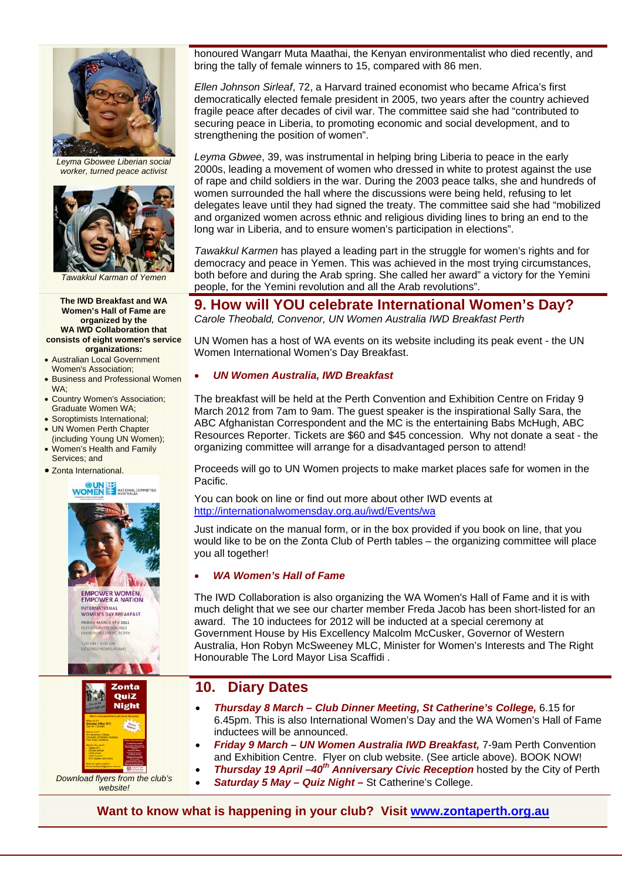honoured Wangarr Muta Maathai, the Kenyan environmentalist who died recently, and bring the tally of female winners to 15, compared with 86 men.

*Ellen Johnson Sirleaf*, 72, a Harvard trained economist who became Africa's first democratically elected female president in 2005, two years after the country achieved fragile peace after decades of civil war. The committee said she had "contributed to securing peace in Liberia, to promoting economic and social development, and to strengthening the position of women".

*Leyma Gbwee*, 39, was instrumental in helping bring Liberia to peace in the early 2000s, leading a movement of women who dressed in white to protest against the use of rape and child soldiers in the war. During the 2003 peace talks, she and hundreds of women surrounded the hall where the discussions were being held, refusing to let delegates leave until they had signed the treaty. The committee said she had "mobilized and organized women across ethnic and religious dividing lines to bring an end to the long war in Liberia, and to ensure women's participation in elections".

*Tawakkul Karmen* has played a leading part in the struggle for women's rights and for democracy and peace in Yemen. This was achieved in the most trying circumstances, both before and during the Arab spring. She called her award" a victory for the Yemini people, for the Yemini revolution and for all the Arab revolutions".

*Leyma Gbowee Liberian social worker, turned peace activist*

*Tawakkul Karman of Yemen*

**The IWD Breakfast and WA Women's Hall of Fame are organized by the WA IWD Collaboration that consists of eight women's service organizations:**

- Australian Local Government Women's Association;
- Business and Professional Women WA;
- Country Women's Association; Graduate Women WA;
- Soroptimists International;
- UN Women Perth Chapter (including Young UN Women);
- Women's Health and Family Services; and
- Zonta International.

## 9. How will YOU celebrate International Women's Day?

*Carole Theobald, Convenor, UN Women Australia IWD Breakfast Perth*

UN Women has a host of WA events on its website including its peak event - the UN Women International Women's Day Breakfast.

- ***UN Women Australia, IWD Breakfast***

The breakfast will be held at the Perth Convention and Exhibition Centre on Friday 9 March 2012 from 7am to 9am. The guest speaker is the inspirational Sally Sara, the ABC Afghanistan Correspondent and the MC is the entertaining Babs McHugh, ABC Resources Reporter. Tickets are $60 and $45 concession. Why not donate a seat - the organizing committee will arrange for a disadvantaged person to attend!

Proceeds will go to UN Women projects to make market places safe for women in the Pacific.

You can book on line or find out more about other IWD events at http://internationalwomensday.org.au/iwd/Events/wa

Just indicate on the manual form, or in the box provided if you book on line, that you would like to be on the Zonta Club of Perth tables – the organizing committee will place you all together!

- ***WA Women's Hall of Fame***

The IWD Collaboration is also organizing the WA Women's Hall of Fame and it is with much delight that we see our charter member Freda Jacob has been short-listed for an award. The 10 inductees for 2012 will be inducted at a special ceremony at Government House by His Excellency Malcolm McCusker, Governor of Western Australia, Hon Robyn McSweeney MLC, Minister for Women's Interests and The Right Honourable The Lord Mayor Lisa Scaffidi .

## 10. Diary Dates

- ***Thursday 8 March – Club Dinner Meeting, St Catherine's College,*** 6.15 for 6.45pm. This is also International Women's Day and the WA Women's Hall of Fame inductees will be announced.
- ***Friday 9 March – UN Women Australia IWD Breakfast,*** 7-9am Perth Convention and Exhibition Centre. Flyer on club website. (See article above). BOOK NOW!
- ***Thursday 19 April –40th Anniversary Civic Reception*** hosted by the City of Perth
- ***Saturday 5 May – Quiz Night –*** St Catherine's College.

*Download flyers from the club's website!*

**Want to know what is happening in your club? Visit www.zontaperth.org.au**